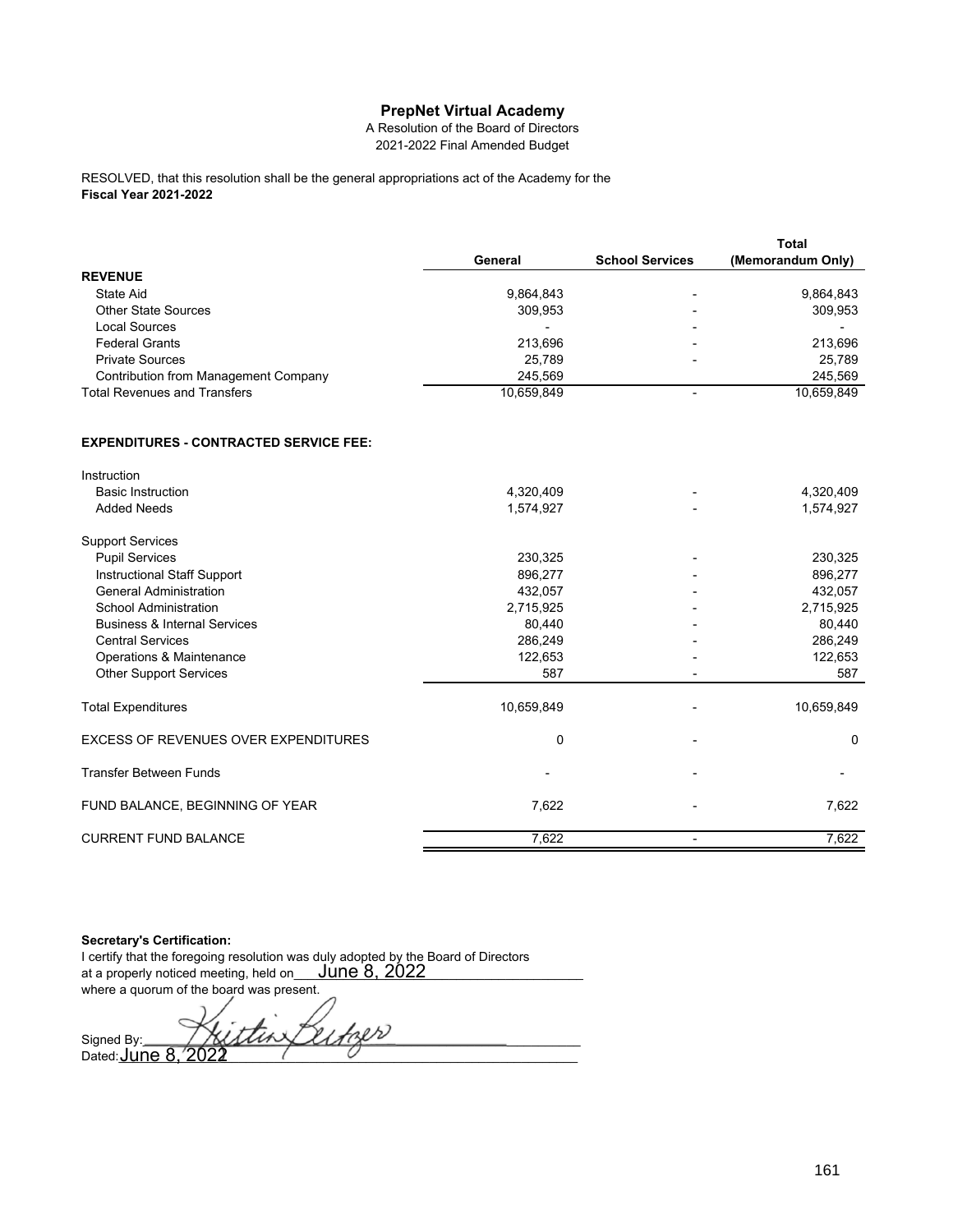# PrepNet Virtual Academy

A Resolution of the Board of Directors
2021-2022 Final Amended Budget

RESOLVED, that this resolution shall be the general appropriations act of the Academy for the
**Fiscal Year 2021-2022**

| | General | School Services | Total (Memorandum Only) |
|---|---|---|---|
| **REVENUE** | | | |
| State Aid | 9,864,843 | - | 9,864,843 |
| Other State Sources | 309,953 | - | 309,953 |
| Local Sources | - | - | - |
| Federal Grants | 213,696 | - | 213,696 |
| Private Sources | 25,789 | - | 25,789 |
| Contribution from Management Company | 245,569 | | 245,569 |
| Total Revenues and Transfers | 10,659,849 | - | 10,659,849 |
| | | | |
| **EXPENDITURES - CONTRACTED SERVICE FEE:** | | | |
| Instruction | | | |
| Basic Instruction | 4,320,409 | - | 4,320,409 |
| Added Needs | 1,574,927 | - | 1,574,927 |
| Support Services | | | |
| Pupil Services | 230,325 | - | 230,325 |
| Instructional Staff Support | 896,277 | - | 896,277 |
| General Administration | 432,057 | - | 432,057 |
| School Administration | 2,715,925 | - | 2,715,925 |
| Business & Internal Services | 80,440 | - | 80,440 |
| Central Services | 286,249 | - | 286,249 |
| Operations & Maintenance | 122,653 | - | 122,653 |
| Other Support Services | 587 | - | 587 |
| Total Expenditures | 10,659,849 | - | 10,659,849 |
| EXCESS OF REVENUES OVER EXPENDITURES | 0 | - | 0 |
| Transfer Between Funds | - | - | - |
| FUND BALANCE, BEGINNING OF YEAR | 7,622 | - | 7,622 |
| CURRENT FUND BALANCE | 7,622 | - | 7,622 |

**Secretary's Certification:**

I certify that the foregoing resolution was duly adopted by the Board of Directors at a properly noticed meeting, held on June 8, 2022 where a quorum of the board was present.

Signed By: Kristin Beitzer

Dated: June 8, 2022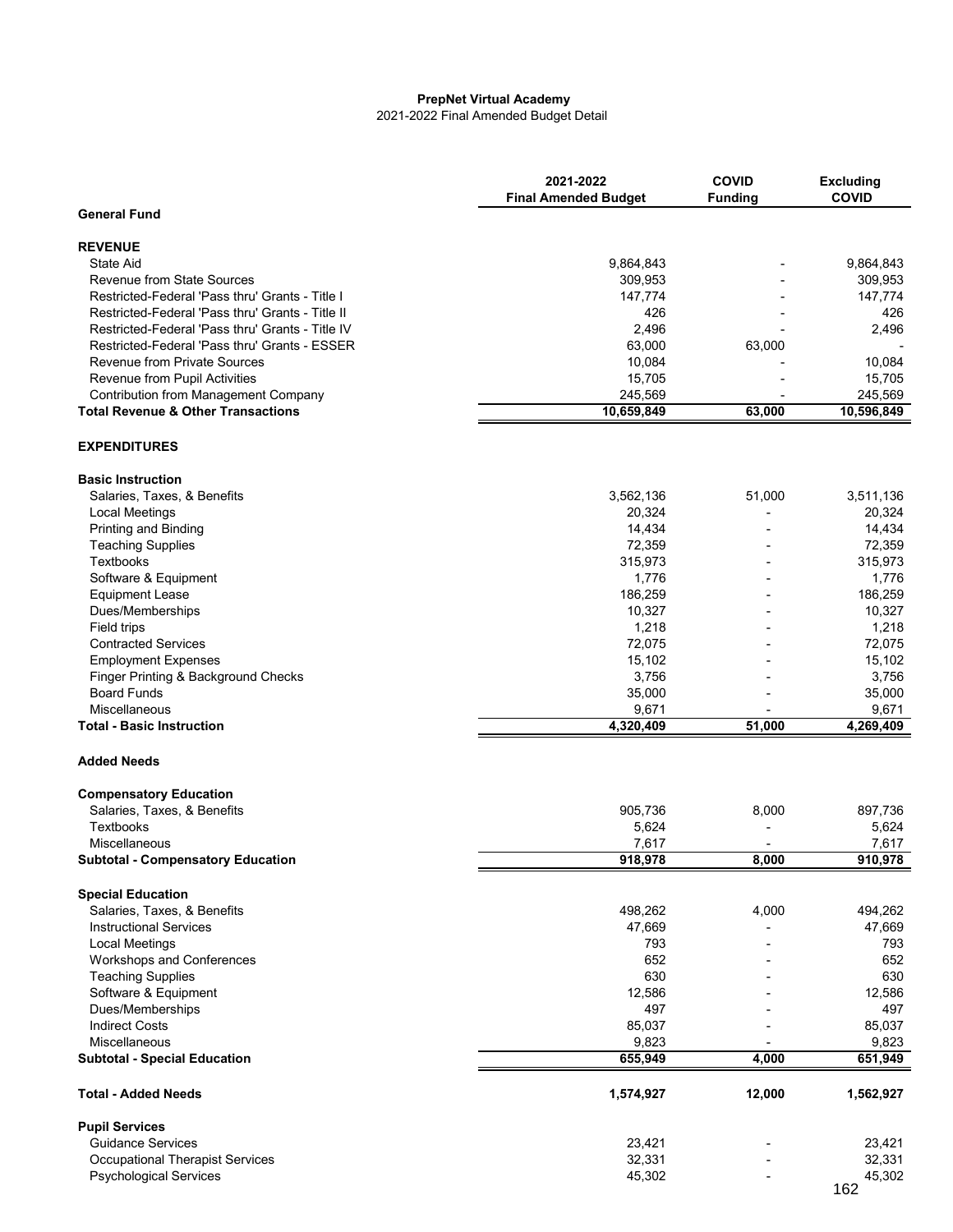**PrepNet Virtual Academy**
2021-2022 Final Amended Budget Detail

| | 2021-2022 Final Amended Budget | COVID Funding | Excluding COVID |
|---|---|---|---|
| **General Fund** | | | |
| **REVENUE** | | | |
| State Aid | 9,864,843 | - | 9,864,843 |
| Revenue from State Sources | 309,953 | - | 309,953 |
| Restricted-Federal 'Pass thru' Grants - Title I | 147,774 | - | 147,774 |
| Restricted-Federal 'Pass thru' Grants - Title II | 426 | - | 426 |
| Restricted-Federal 'Pass thru' Grants - Title IV | 2,496 | - | 2,496 |
| Restricted-Federal 'Pass thru' Grants - ESSER | 63,000 | 63,000 | - |
| Revenue from Private Sources | 10,084 | - | 10,084 |
| Revenue from Pupil Activities | 15,705 | - | 15,705 |
| Contribution from Management Company | 245,569 | - | 245,569 |
| **Total Revenue & Other Transactions** | **10,659,849** | **63,000** | **10,596,849** |
| **EXPENDITURES** | | | |
| **Basic Instruction** | | | |
| Salaries, Taxes, & Benefits | 3,562,136 | 51,000 | 3,511,136 |
| Local Meetings | 20,324 | - | 20,324 |
| Printing and Binding | 14,434 | - | 14,434 |
| Teaching Supplies | 72,359 | - | 72,359 |
| Textbooks | 315,973 | - | 315,973 |
| Software & Equipment | 1,776 | - | 1,776 |
| Equipment Lease | 186,259 | - | 186,259 |
| Dues/Memberships | 10,327 | - | 10,327 |
| Field trips | 1,218 | - | 1,218 |
| Contracted Services | 72,075 | - | 72,075 |
| Employment Expenses | 15,102 | - | 15,102 |
| Finger Printing & Background Checks | 3,756 | - | 3,756 |
| Board Funds | 35,000 | - | 35,000 |
| Miscellaneous | 9,671 | - | 9,671 |
| **Total - Basic Instruction** | **4,320,409** | **51,000** | **4,269,409** |
| **Added Needs** | | | |
| **Compensatory Education** | | | |
| Salaries, Taxes, & Benefits | 905,736 | 8,000 | 897,736 |
| Textbooks | 5,624 | - | 5,624 |
| Miscellaneous | 7,617 | - | 7,617 |
| **Subtotal - Compensatory Education** | **918,978** | **8,000** | **910,978** |
| **Special Education** | | | |
| Salaries, Taxes, & Benefits | 498,262 | 4,000 | 494,262 |
| Instructional Services | 47,669 | - | 47,669 |
| Local Meetings | 793 | - | 793 |
| Workshops and Conferences | 652 | - | 652 |
| Teaching Supplies | 630 | - | 630 |
| Software & Equipment | 12,586 | - | 12,586 |
| Dues/Memberships | 497 | - | 497 |
| Indirect Costs | 85,037 | - | 85,037 |
| Miscellaneous | 9,823 | - | 9,823 |
| **Subtotal - Special Education** | **655,949** | **4,000** | **651,949** |
| **Total - Added Needs** | **1,574,927** | **12,000** | **1,562,927** |
| **Pupil Services** | | | |
| Guidance Services | 23,421 | - | 23,421 |
| Occupational Therapist Services | 32,331 | - | 32,331 |
| Psychological Services | 45,302 | - | 45,302 |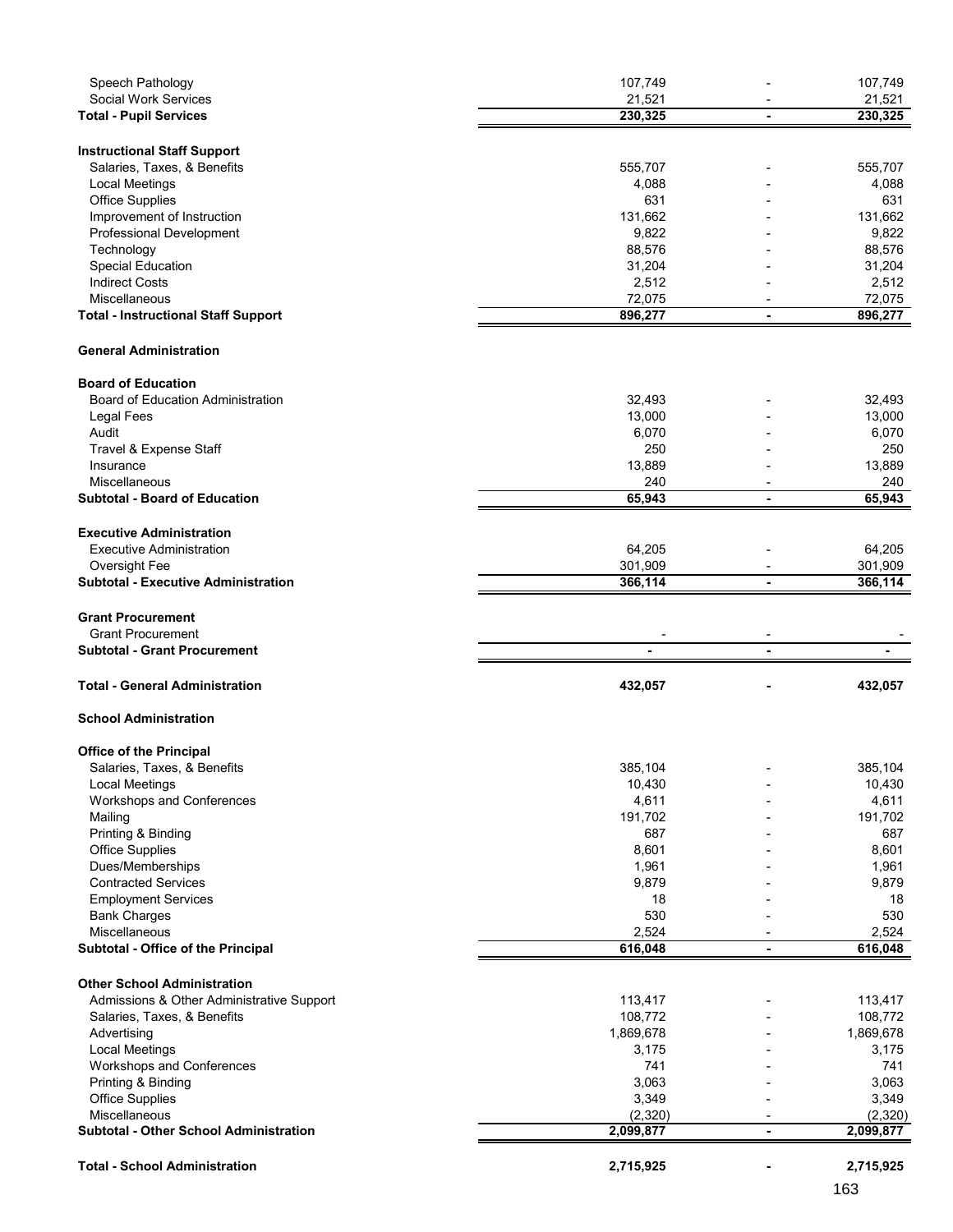| | | | |
|---|---|---|---|
| Speech Pathology | 107,749 | - | 107,749 |
| Social Work Services | 21,521 | - | 21,521 |
| **Total - Pupil Services** | **230,325** | **-** | **230,325** |
| | | | |
| **Instructional Staff Support** | | | |
| Salaries, Taxes, & Benefits | 555,707 | - | 555,707 |
| Local Meetings | 4,088 | - | 4,088 |
| Office Supplies | 631 | - | 631 |
| Improvement of Instruction | 131,662 | - | 131,662 |
| Professional Development | 9,822 | - | 9,822 |
| Technology | 88,576 | - | 88,576 |
| Special Education | 31,204 | - | 31,204 |
| Indirect Costs | 2,512 | - | 2,512 |
| Miscellaneous | 72,075 | - | 72,075 |
| **Total - Instructional Staff Support** | **896,277** | **-** | **896,277** |
| | | | |
| **General Administration** | | | |
| | | | |
| **Board of Education** | | | |
| Board of Education Administration | 32,493 | - | 32,493 |
| Legal Fees | 13,000 | - | 13,000 |
| Audit | 6,070 | - | 6,070 |
| Travel & Expense Staff | 250 | - | 250 |
| Insurance | 13,889 | - | 13,889 |
| Miscellaneous | 240 | - | 240 |
| **Subtotal - Board of Education** | **65,943** | **-** | **65,943** |
| | | | |
| **Executive Administration** | | | |
| Executive Administration | 64,205 | - | 64,205 |
| Oversight Fee | 301,909 | - | 301,909 |
| **Subtotal - Executive Administration** | **366,114** | **-** | **366,114** |
| | | | |
| **Grant Procurement** | | | |
| Grant Procurement | - | - | - |
| **Subtotal - Grant Procurement** | **-** | **-** | **-** |
| | | | |
| **Total - General Administration** | **432,057** | **-** | **432,057** |
| | | | |
| **School Administration** | | | |
| | | | |
| **Office of the Principal** | | | |
| Salaries, Taxes, & Benefits | 385,104 | - | 385,104 |
| Local Meetings | 10,430 | - | 10,430 |
| Workshops and Conferences | 4,611 | - | 4,611 |
| Mailing | 191,702 | - | 191,702 |
| Printing & Binding | 687 | - | 687 |
| Office Supplies | 8,601 | - | 8,601 |
| Dues/Memberships | 1,961 | - | 1,961 |
| Contracted Services | 9,879 | - | 9,879 |
| Employment Services | 18 | - | 18 |
| Bank Charges | 530 | - | 530 |
| Miscellaneous | 2,524 | - | 2,524 |
| **Subtotal - Office of the Principal** | **616,048** | **-** | **616,048** |
| | | | |
| **Other School Administration** | | | |
| Admissions & Other Administrative Support | 113,417 | - | 113,417 |
| Salaries, Taxes, & Benefits | 108,772 | - | 108,772 |
| Advertising | 1,869,678 | - | 1,869,678 |
| Local Meetings | 3,175 | - | 3,175 |
| Workshops and Conferences | 741 | - | 741 |
| Printing & Binding | 3,063 | - | 3,063 |
| Office Supplies | 3,349 | - | 3,349 |
| Miscellaneous | (2,320) | - | (2,320) |
| **Subtotal - Other School Administration** | **2,099,877** | **-** | **2,099,877** |
| | | | |
| **Total - School Administration** | **2,715,925** | **-** | **2,715,925** |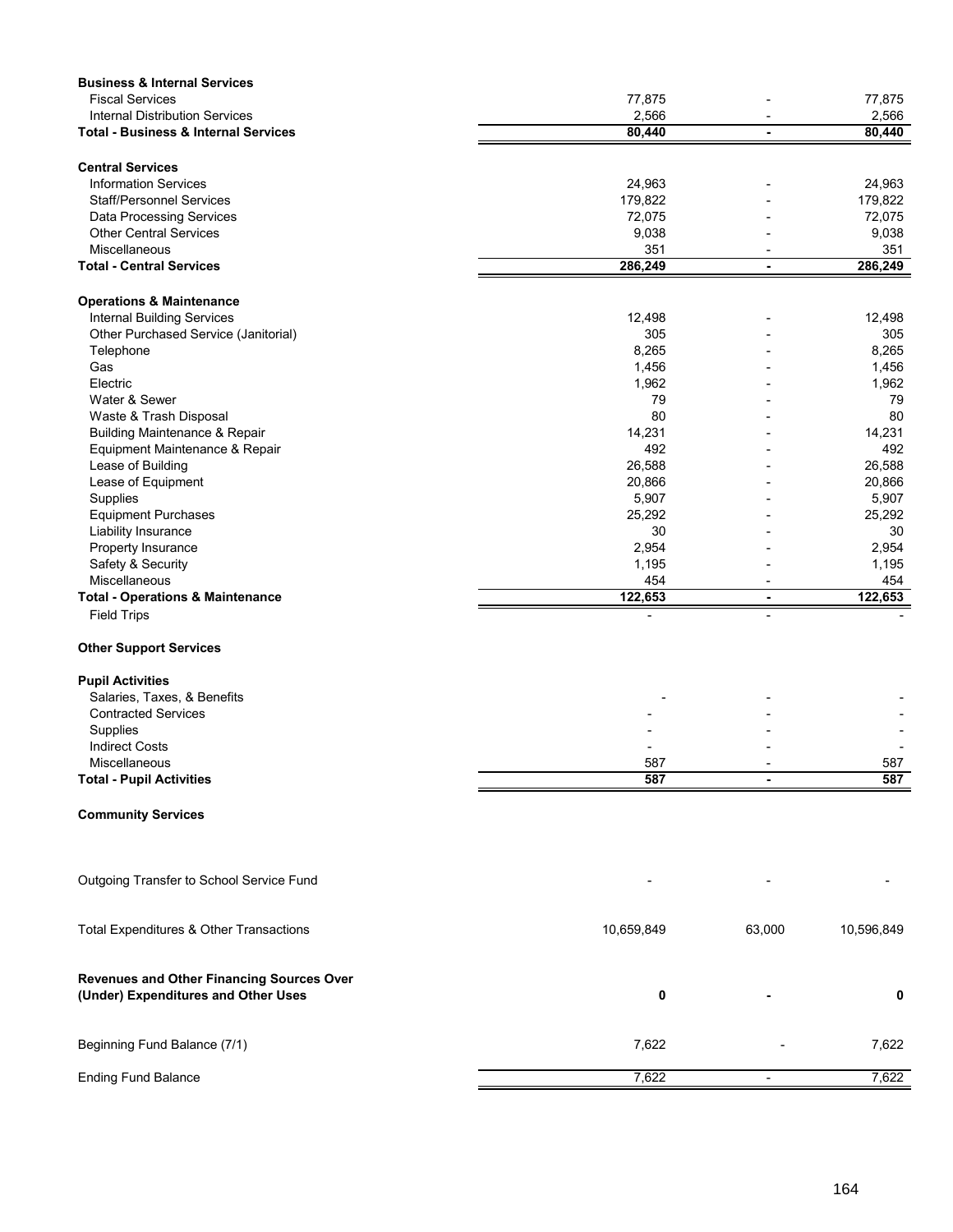| | | | |
|---|---|---|---|
| **Business & Internal Services** | | | |
| Fiscal Services | 77,875 | - | 77,875 |
| Internal Distribution Services | 2,566 | - | 2,566 |
| **Total - Business & Internal Services** | **80,440** | **-** | **80,440** |
| | | | |
| **Central Services** | | | |
| Information Services | 24,963 | - | 24,963 |
| Staff/Personnel Services | 179,822 | - | 179,822 |
| Data Processing Services | 72,075 | - | 72,075 |
| Other Central Services | 9,038 | - | 9,038 |
| Miscellaneous | 351 | - | 351 |
| **Total - Central Services** | **286,249** | **-** | **286,249** |
| | | | |
| **Operations & Maintenance** | | | |
| Internal Building Services | 12,498 | - | 12,498 |
| Other Purchased Service (Janitorial) | 305 | - | 305 |
| Telephone | 8,265 | - | 8,265 |
| Gas | 1,456 | - | 1,456 |
| Electric | 1,962 | - | 1,962 |
| Water & Sewer | 79 | - | 79 |
| Waste & Trash Disposal | 80 | - | 80 |
| Building Maintenance & Repair | 14,231 | - | 14,231 |
| Equipment Maintenance & Repair | 492 | - | 492 |
| Lease of Building | 26,588 | - | 26,588 |
| Lease of Equipment | 20,866 | - | 20,866 |
| Supplies | 5,907 | - | 5,907 |
| Equipment Purchases | 25,292 | - | 25,292 |
| Liability Insurance | 30 | - | 30 |
| Property Insurance | 2,954 | - | 2,954 |
| Safety & Security | 1,195 | - | 1,195 |
| Miscellaneous | 454 | - | 454 |
| **Total - Operations & Maintenance** | **122,653** | **-** | **122,653** |
| Field Trips | - | - | - |
| | | | |
| **Other Support Services** | | | |
| | | | |
| **Pupil Activities** | | | |
| Salaries, Taxes, & Benefits | - | - | - |
| Contracted Services | - | - | - |
| Supplies | - | - | - |
| Indirect Costs | - | - | - |
| Miscellaneous | 587 | - | 587 |
| **Total - Pupil Activities** | **587** | **-** | **587** |
| | | | |
| **Community Services** | | | |
| | | | |
| Outgoing Transfer to School Service Fund | - | - | - |
| | | | |
| Total Expenditures & Other Transactions | 10,659,849 | 63,000 | 10,596,849 |
| | | | |
| **Revenues and Other Financing Sources Over (Under) Expenditures and Other Uses** | **0** | **-** | **0** |
| | | | |
| Beginning Fund Balance (7/1) | 7,622 | - | 7,622 |
| | | | |
| Ending Fund Balance | 7,622 | - | 7,622 |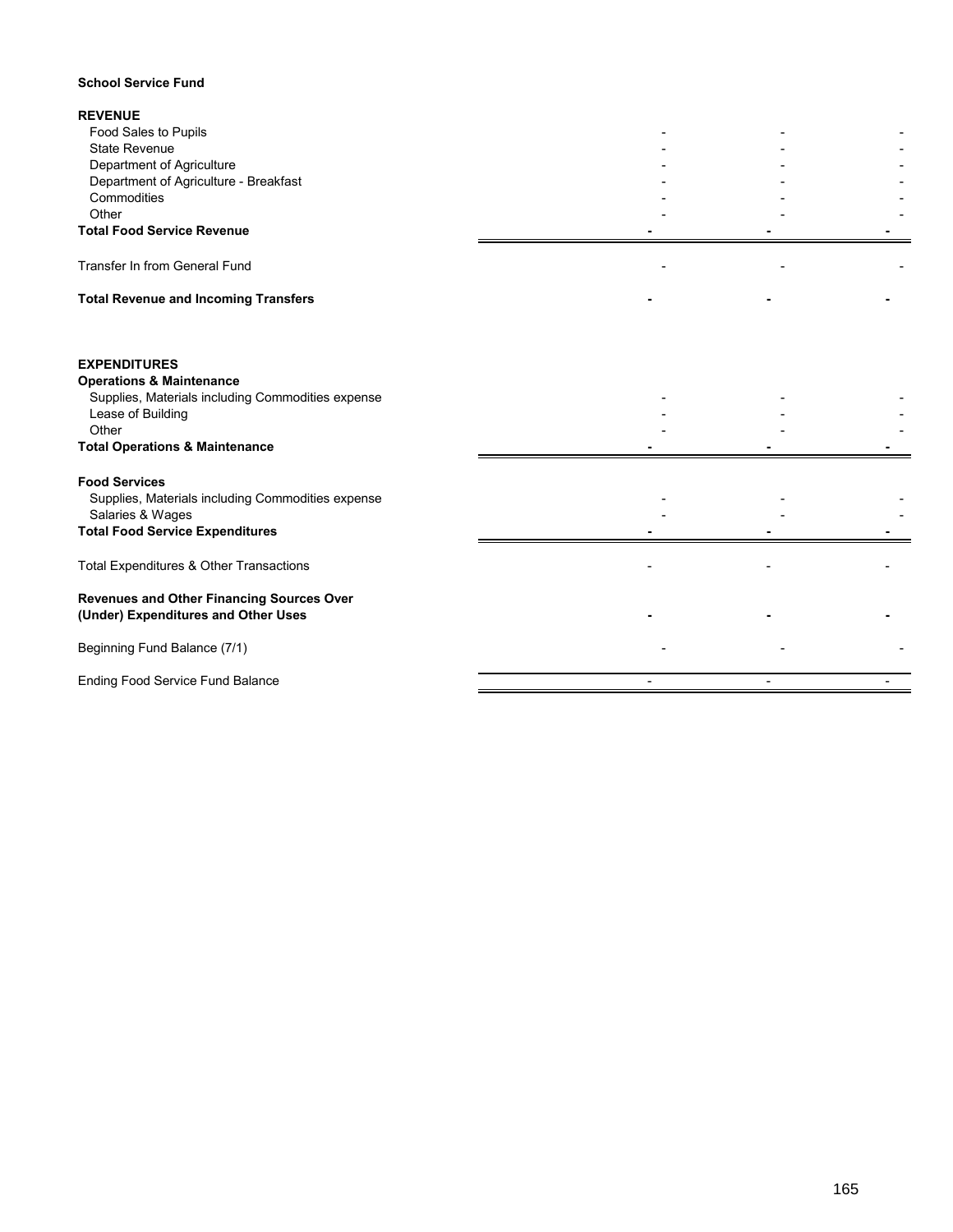**School Service Fund**

| | | | |
|---|---|---|---|
| **REVENUE** | | | |
| Food Sales to Pupils | - | - | - |
| State Revenue | - | - | - |
| Department of Agriculture | - | - | - |
| Department of Agriculture - Breakfast | - | - | - |
| Commodities | - | - | - |
| Other | - | - | - |
| **Total Food Service Revenue** | **-** | **-** | **-** |
| Transfer In from General Fund | - | - | - |
| **Total Revenue and Incoming Transfers** | **-** | **-** | **-** |
| **EXPENDITURES** | | | |
| **Operations & Maintenance** | | | |
| Supplies, Materials including Commodities expense | - | - | - |
| Lease of Building | - | - | - |
| Other | - | - | - |
| **Total Operations & Maintenance** | **-** | **-** | **-** |
| **Food Services** | | | |
| Supplies, Materials including Commodities expense | - | - | - |
| Salaries & Wages | - | - | - |
| **Total Food Service Expenditures** | **-** | **-** | **-** |
| Total Expenditures & Other Transactions | - | - | - |
| **Revenues and Other Financing Sources Over (Under) Expenditures and Other Uses** | **-** | **-** | **-** |
| Beginning Fund Balance (7/1) | - | - | - |
| Ending Food Service Fund Balance | - | - | - |